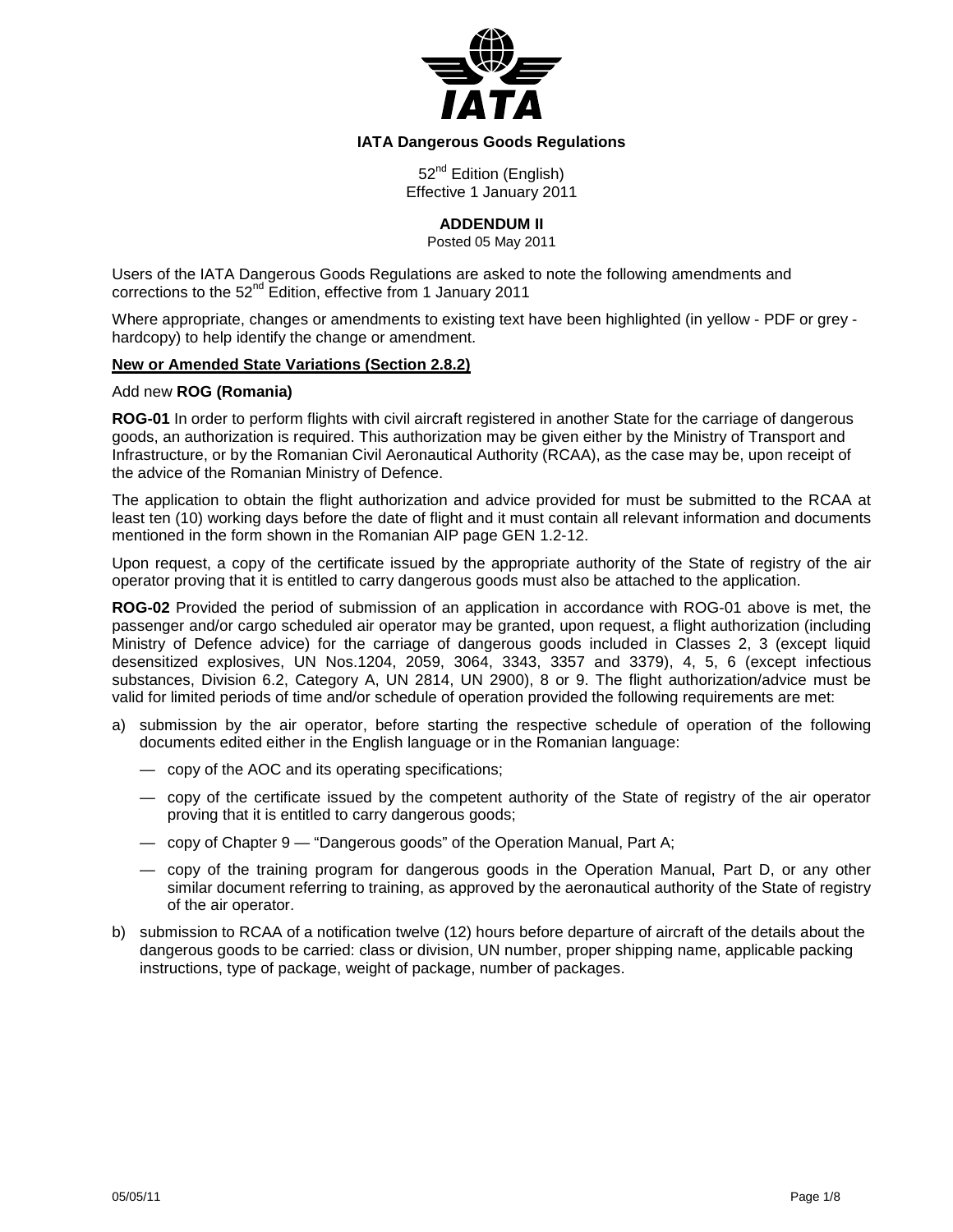**IATA Dangerous Goods Regulations**

52nd Edition (English)
Effective 1 January 2011

**ADDENDUM II**

Posted 05 May 2011

Users of the IATA Dangerous Goods Regulations are asked to note the following amendments and corrections to the 52nd Edition, effective from 1 January 2011

Where appropriate, changes or amendments to existing text have been highlighted (in yellow - PDF or grey - hardcopy) to help identify the change or amendment.

**New or Amended State Variations (Section 2.8.2)**

Add new **ROG (Romania)**

**ROG-01** In order to perform flights with civil aircraft registered in another State for the carriage of dangerous goods, an authorization is required. This authorization may be given either by the Ministry of Transport and Infrastructure, or by the Romanian Civil Aeronautical Authority (RCAA), as the case may be, upon receipt of the advice of the Romanian Ministry of Defence.

The application to obtain the flight authorization and advice provided for must be submitted to the RCAA at least ten (10) working days before the date of flight and it must contain all relevant information and documents mentioned in the form shown in the Romanian AIP page GEN 1.2-12.

Upon request, a copy of the certificate issued by the appropriate authority of the State of registry of the air operator proving that it is entitled to carry dangerous goods must also be attached to the application.

**ROG-02** Provided the period of submission of an application in accordance with ROG-01 above is met, the passenger and/or cargo scheduled air operator may be granted, upon request, a flight authorization (including Ministry of Defence advice) for the carriage of dangerous goods included in Classes 2, 3 (except liquid desensitized explosives, UN Nos.1204, 2059, 3064, 3343, 3357 and 3379), 4, 5, 6 (except infectious substances, Division 6.2, Category A, UN 2814, UN 2900), 8 or 9. The flight authorization/advice must be valid for limited periods of time and/or schedule of operation provided the following requirements are met:

a) submission by the air operator, before starting the respective schedule of operation of the following documents edited either in the English language or in the Romanian language:
   - copy of the AOC and its operating specifications;
   - copy of the certificate issued by the competent authority of the State of registry of the air operator proving that it is entitled to carry dangerous goods;
   - copy of Chapter 9 — "Dangerous goods" of the Operation Manual, Part A;
   - copy of the training program for dangerous goods in the Operation Manual, Part D, or any other similar document referring to training, as approved by the aeronautical authority of the State of registry of the air operator.

b) submission to RCAA of a notification twelve (12) hours before departure of aircraft of the details about the dangerous goods to be carried: class or division, UN number, proper shipping name, applicable packing instructions, type of package, weight of package, number of packages.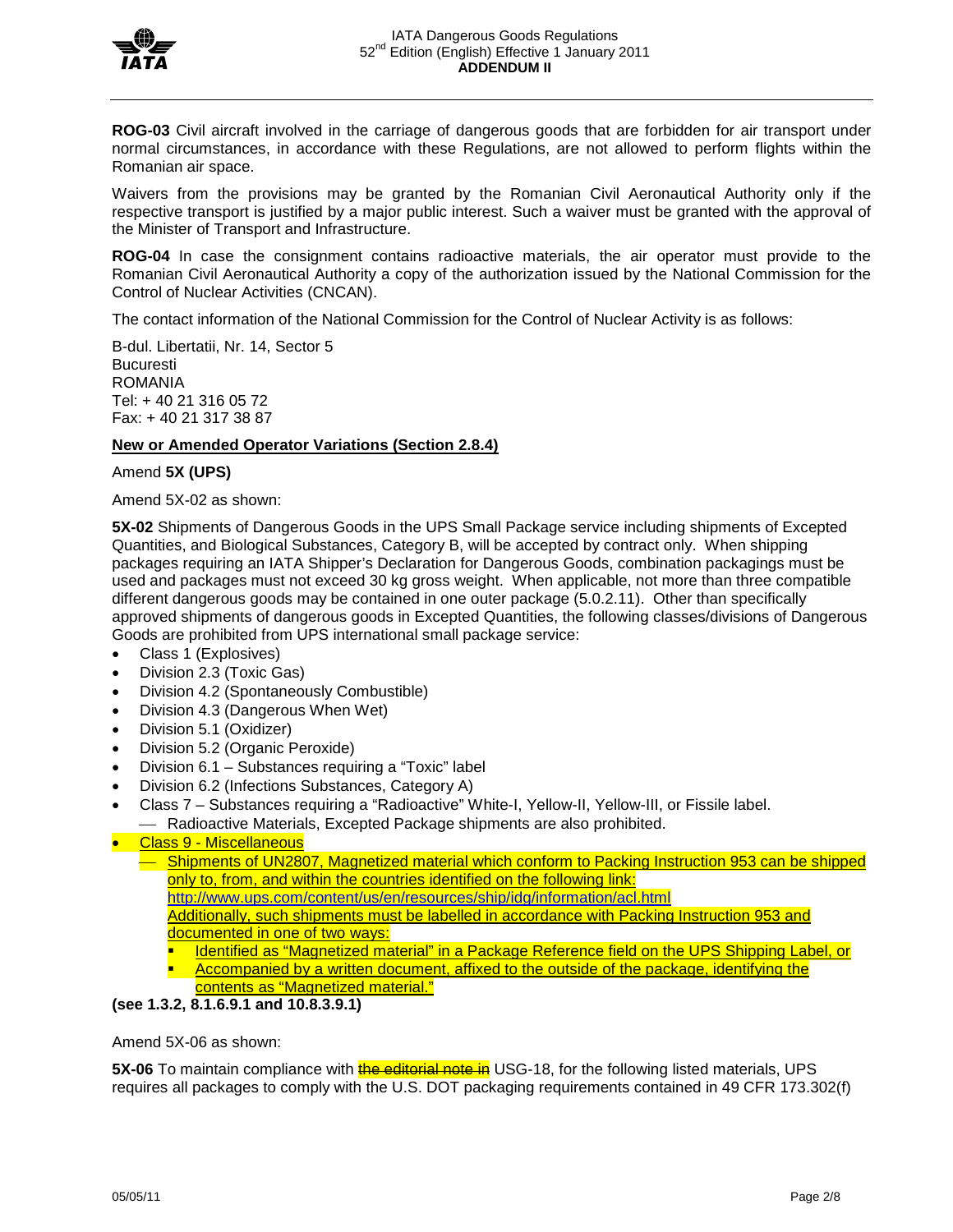**ROG-03** Civil aircraft involved in the carriage of dangerous goods that are forbidden for air transport under normal circumstances, in accordance with these Regulations, are not allowed to perform flights within the Romanian air space.

Waivers from the provisions may be granted by the Romanian Civil Aeronautical Authority only if the respective transport is justified by a major public interest. Such a waiver must be granted with the approval of the Minister of Transport and Infrastructure.

**ROG-04** In case the consignment contains radioactive materials, the air operator must provide to the Romanian Civil Aeronautical Authority a copy of the authorization issued by the National Commission for the Control of Nuclear Activities (CNCAN).

The contact information of the National Commission for the Control of Nuclear Activity is as follows:

B-dul. Libertatii, Nr. 14, Sector 5
Bucuresti
ROMANIA
Tel: + 40 21 316 05 72
Fax: + 40 21 317 38 87

**New or Amended Operator Variations (Section 2.8.4)**

Amend **5X (UPS)**

Amend 5X-02 as shown:

**5X-02** Shipments of Dangerous Goods in the UPS Small Package service including shipments of Excepted Quantities, and Biological Substances, Category B, will be accepted by contract only. When shipping packages requiring an IATA Shipper's Declaration for Dangerous Goods, combination packagings must be used and packages must not exceed 30 kg gross weight. When applicable, not more than three compatible different dangerous goods may be contained in one outer package (5.0.2.11). Other than specifically approved shipments of dangerous goods in Excepted Quantities, the following classes/divisions of Dangerous Goods are prohibited from UPS international small package service:

- Class 1 (Explosives)
- Division 2.3 (Toxic Gas)
- Division 4.2 (Spontaneously Combustible)
- Division 4.3 (Dangerous When Wet)
- Division 5.1 (Oxidizer)
- Division 5.2 (Organic Peroxide)
- Division 6.1 – Substances requiring a "Toxic" label
- Division 6.2 (Infections Substances, Category A)
- Class 7 – Substances requiring a "Radioactive" White-I, Yellow-II, Yellow-III, or Fissile label.
  - Radioactive Materials, Excepted Package shipments are also prohibited.
- Class 9 - Miscellaneous
  - Shipments of UN2807, Magnetized material which conform to Packing Instruction 953 can be shipped only to, from, and within the countries identified on the following link: http://www.ups.com/content/us/en/resources/ship/idg/information/acl.html
    Additionally, such shipments must be labelled in accordance with Packing Instruction 953 and documented in one of two ways:
    - Identified as "Magnetized material" in a Package Reference field on the UPS Shipping Label, or
    - Accompanied by a written document, affixed to the outside of the package, identifying the contents as "Magnetized material."

**(see 1.3.2, 8.1.6.9.1 and 10.8.3.9.1)**

Amend 5X-06 as shown:

**5X-06** To maintain compliance with ~~the editorial note in~~ USG-18, for the following listed materials, UPS requires all packages to comply with the U.S. DOT packaging requirements contained in 49 CFR 173.302(f)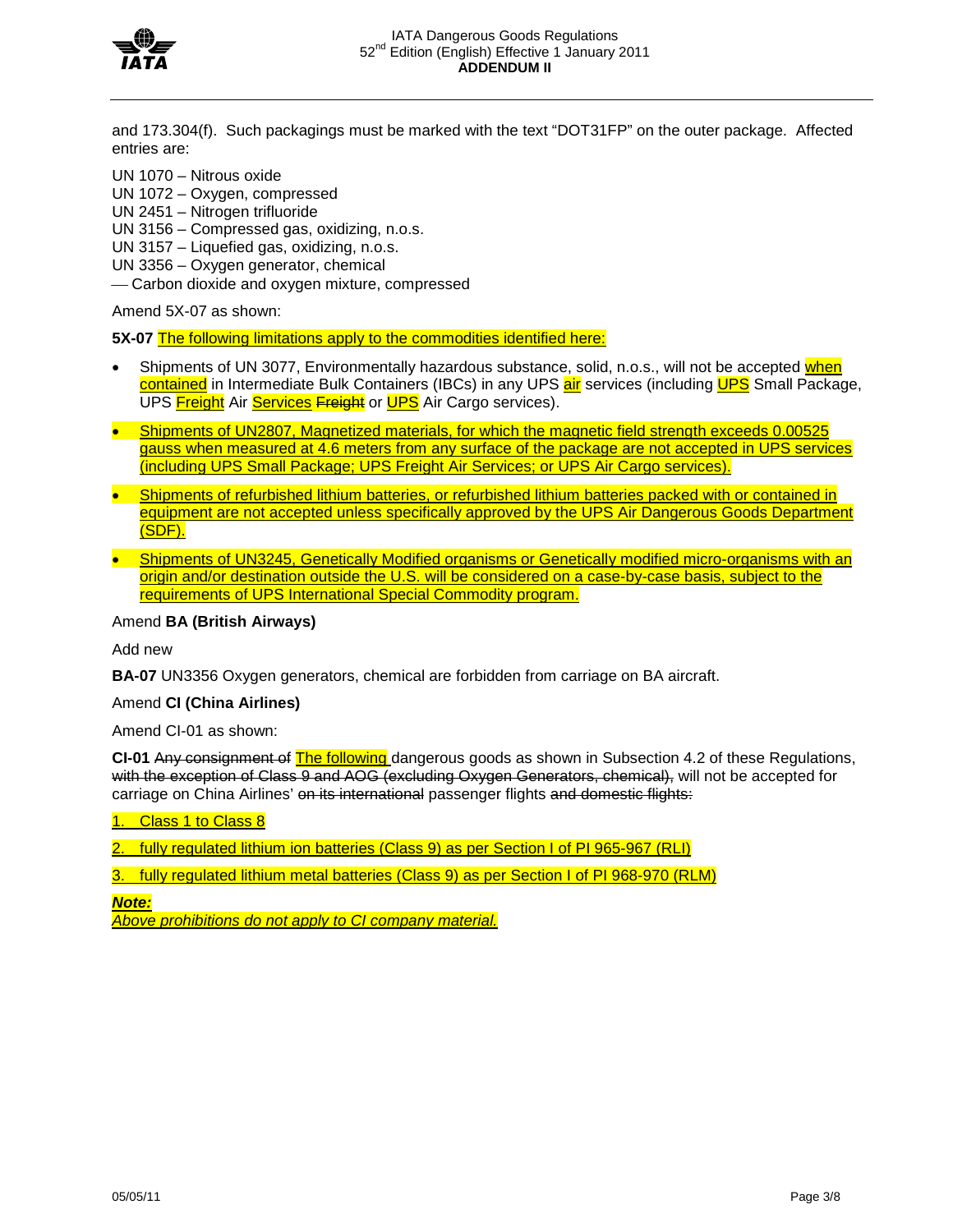and 173.304(f). Such packagings must be marked with the text "DOT31FP" on the outer package. Affected entries are:

UN 1070 – Nitrous oxide
UN 1072 – Oxygen, compressed
UN 2451 – Nitrogen trifluoride
UN 3156 – Compressed gas, oxidizing, n.o.s.
UN 3157 – Liquefied gas, oxidizing, n.o.s.
UN 3356 – Oxygen generator, chemical
— Carbon dioxide and oxygen mixture, compressed

Amend 5X-07 as shown:

**5X-07** The following limitations apply to the commodities identified here:

- Shipments of UN 3077, Environmentally hazardous substance, solid, n.o.s., will not be accepted when contained in Intermediate Bulk Containers (IBCs) in any UPS air services (including UPS Small Package, UPS Freight Air Services ~~Freight~~ or UPS Air Cargo services).
- Shipments of UN2807, Magnetized materials, for which the magnetic field strength exceeds 0.00525 gauss when measured at 4.6 meters from any surface of the package are not accepted in UPS services (including UPS Small Package; UPS Freight Air Services; or UPS Air Cargo services).
- Shipments of refurbished lithium batteries, or refurbished lithium batteries packed with or contained in equipment are not accepted unless specifically approved by the UPS Air Dangerous Goods Department (SDF).
- Shipments of UN3245, Genetically Modified organisms or Genetically modified micro-organisms with an origin and/or destination outside the U.S. will be considered on a case-by-case basis, subject to the requirements of UPS International Special Commodity program.

Amend **BA (British Airways)**

Add new

**BA-07** UN3356 Oxygen generators, chemical are forbidden from carriage on BA aircraft.

Amend **CI (China Airlines)**

Amend CI-01 as shown:

**CI-01** ~~Any consignment of~~ The following dangerous goods as shown in Subsection 4.2 of these Regulations, ~~with the exception of Class 9 and AOG (excluding Oxygen Generators, chemical),~~ will not be accepted for carriage on China Airlines' ~~on its international~~ passenger flights ~~and domestic flights:~~

1. Class 1 to Class 8
2. fully regulated lithium ion batteries (Class 9) as per Section I of PI 965-967 (RLI)
3. fully regulated lithium metal batteries (Class 9) as per Section I of PI 968-970 (RLM)

***Note:***
*Above prohibitions do not apply to CI company material.*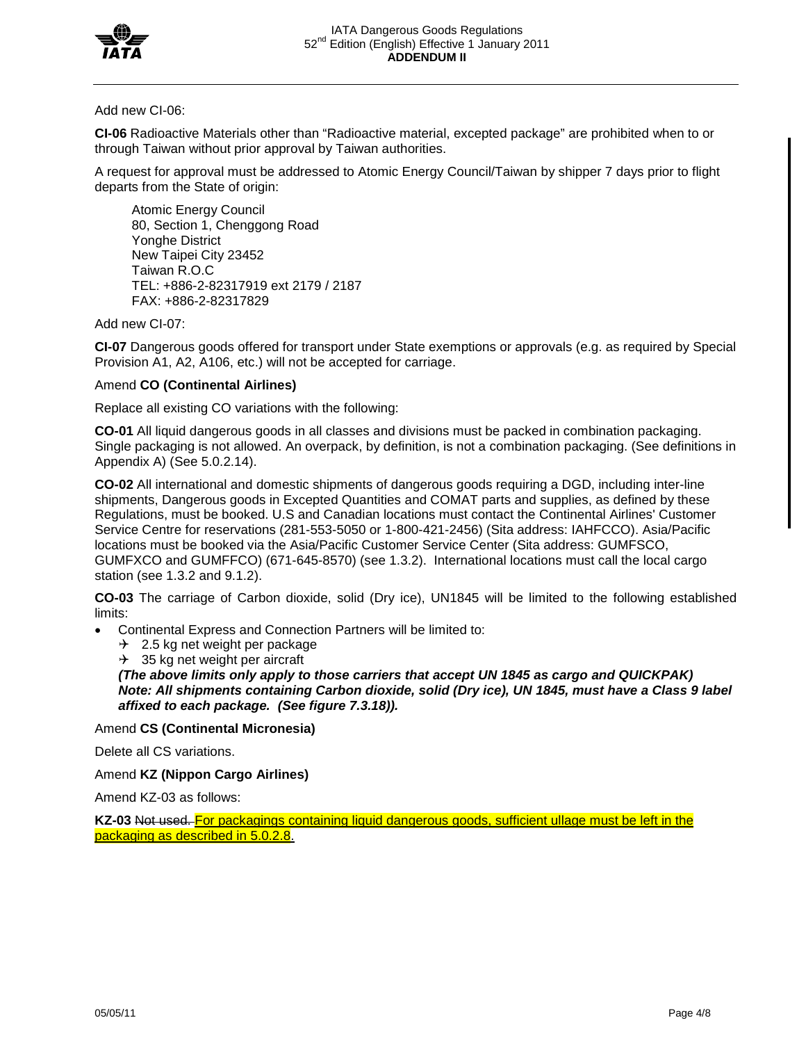Add new CI-06:

**CI-06** Radioactive Materials other than "Radioactive material, excepted package" are prohibited when to or through Taiwan without prior approval by Taiwan authorities.

A request for approval must be addressed to Atomic Energy Council/Taiwan by shipper 7 days prior to flight departs from the State of origin:

Atomic Energy Council
80, Section 1, Chenggong Road
Yonghe District
New Taipei City 23452
Taiwan R.O.C
TEL: +886-2-82317919 ext 2179 / 2187
FAX: +886-2-82317829

Add new CI-07:

**CI-07** Dangerous goods offered for transport under State exemptions or approvals (e.g. as required by Special Provision A1, A2, A106, etc.) will not be accepted for carriage.

Amend **CO (Continental Airlines)**

Replace all existing CO variations with the following:

**CO-01** All liquid dangerous goods in all classes and divisions must be packed in combination packaging. Single packaging is not allowed. An overpack, by definition, is not a combination packaging. (See definitions in Appendix A) (See 5.0.2.14).

**CO-02** All international and domestic shipments of dangerous goods requiring a DGD, including inter-line shipments, Dangerous goods in Excepted Quantities and COMAT parts and supplies, as defined by these Regulations, must be booked. U.S and Canadian locations must contact the Continental Airlines' Customer Service Centre for reservations (281-553-5050 or 1-800-421-2456) (Sita address: IAHFCCO). Asia/Pacific locations must be booked via the Asia/Pacific Customer Service Center (Sita address: GUMFSCO, GUMFXCO and GUMFFCO) (671-645-8570) (see 1.3.2). International locations must call the local cargo station (see 1.3.2 and 9.1.2).

**CO-03** The carriage of Carbon dioxide, solid (Dry ice), UN1845 will be limited to the following established limits:

- Continental Express and Connection Partners will be limited to:
  - ✈ 2.5 kg net weight per package
  - ✈ 35 kg net weight per aircraft

  ***(The above limits only apply to those carriers that accept UN 1845 as cargo and QUICKPAK)***
  ***Note: All shipments containing Carbon dioxide, solid (Dry ice), UN 1845, must have a Class 9 label affixed to each package. (See figure 7.3.18)).***

Amend **CS (Continental Micronesia)**

Delete all CS variations.

Amend **KZ (Nippon Cargo Airlines)**

Amend KZ-03 as follows:

**KZ-03** ~~Not used.~~ For packagings containing liquid dangerous goods, sufficient ullage must be left in the packaging as described in 5.0.2.8.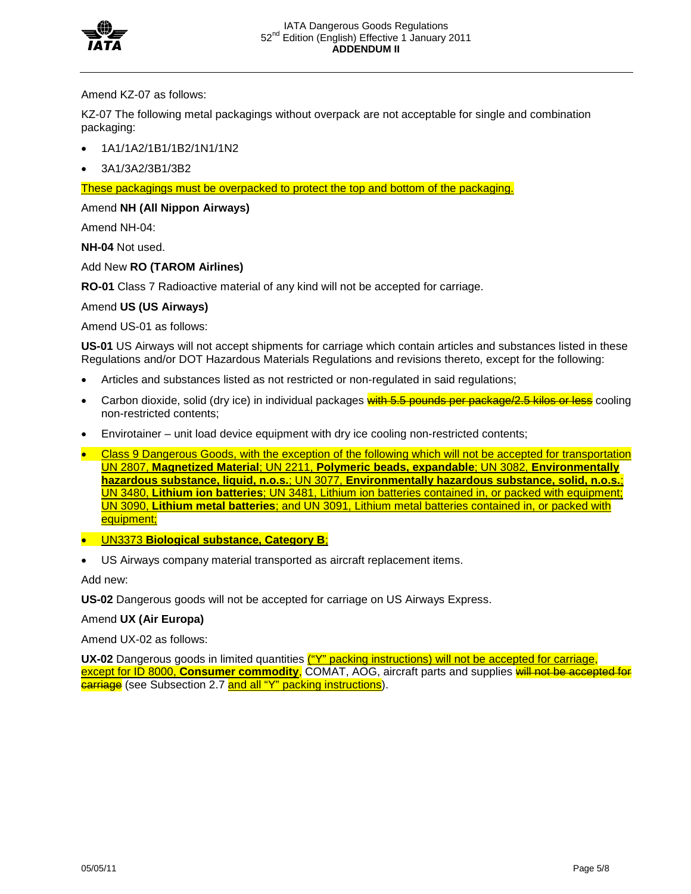Amend KZ-07 as follows:

KZ-07 The following metal packagings without overpack are not acceptable for single and combination packaging:

- 1A1/1A2/1B1/1B2/1N1/1N2
- 3A1/3A2/3B1/3B2

These packagings must be overpacked to protect the top and bottom of the packaging.

Amend **NH (All Nippon Airways)**

Amend NH-04:

**NH-04** Not used.

Add New **RO (TAROM Airlines)**

**RO-01** Class 7 Radioactive material of any kind will not be accepted for carriage.

Amend **US (US Airways)**

Amend US-01 as follows:

**US-01** US Airways will not accept shipments for carriage which contain articles and substances listed in these Regulations and/or DOT Hazardous Materials Regulations and revisions thereto, except for the following:

- Articles and substances listed as not restricted or non-regulated in said regulations;
- Carbon dioxide, solid (dry ice) in individual packages ~~with 5.5 pounds per package/2.5 kilos or less~~ cooling non-restricted contents;
- Envirotainer – unit load device equipment with dry ice cooling non-restricted contents;
- Class 9 Dangerous Goods, with the exception of the following which will not be accepted for transportation UN 2807, **Magnetized Material**; UN 2211, **Polymeric beads, expandable**; UN 3082, **Environmentally hazardous substance, liquid, n.o.s.**; UN 3077, **Environmentally hazardous substance, solid, n.o.s.**; UN 3480, **Lithium ion batteries**; UN 3481, Lithium ion batteries contained in, or packed with equipment; UN 3090, **Lithium metal batteries**; and UN 3091, Lithium metal batteries contained in, or packed with equipment;
- UN3373 **Biological substance, Category B**;
- US Airways company material transported as aircraft replacement items.

Add new:

**US-02** Dangerous goods will not be accepted for carriage on US Airways Express.

Amend **UX (Air Europa)**

Amend UX-02 as follows:

**UX-02** Dangerous goods in limited quantities ("Y" packing instructions) will not be accepted for carriage, except for ID 8000, **Consumer commodity**, COMAT, AOG, aircraft parts and supplies ~~will not be accepted for carriage~~ (see Subsection 2.7 and all "Y" packing instructions).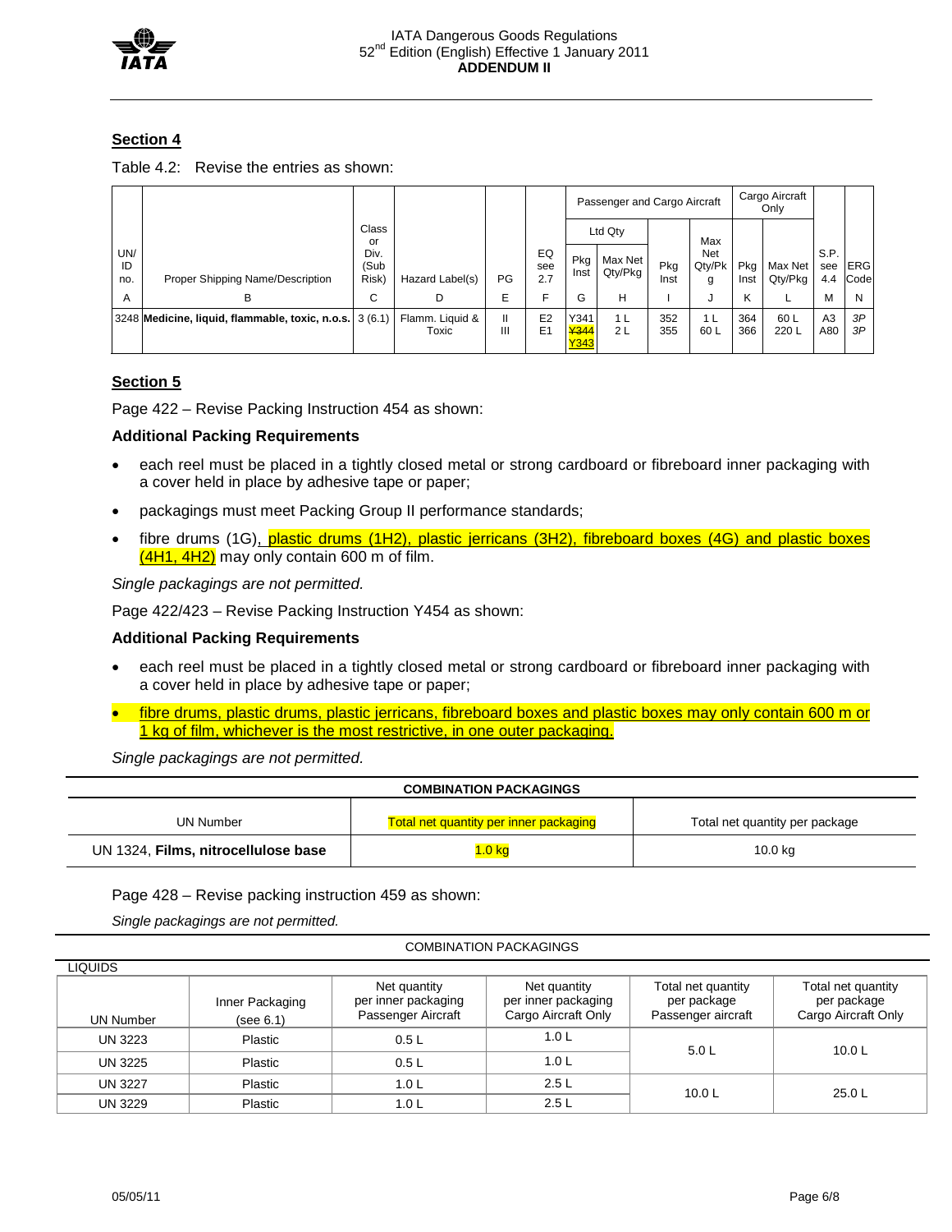## Section 4

Table 4.2: Revise the entries as shown:

| UN/ ID no. | Proper Shipping Name/Description | Class or Div. (Sub Risk) | Hazard Label(s) | PG | EQ see 2.7 | Passenger and Cargo Aircraft | | | | Cargo Aircraft Only | | S.P. see 4.4 | ERG Code |
|---|---|---|---|---|---|---|---|---|---|---|---|---|---|
| | | | | | | Ltd Qty | | Pkg Inst | Max Net Qty/Pkg | Pkg Inst | Max Net Qty/Pkg | | |
| | | | | | | Pkg Inst | Max Net Qty/Pkg | | | | | | |
| A | B | C | D | E | F | G | H | I | J | K | L | M | N |
| 3248 | **Medicine, liquid, flammable, toxic, n.o.s.** | 3 (6.1) | Flamm. Liquid & Toxic | II<br>III | E2<br>E1 | Y341<br>~~Y344~~<br>Y343 | 1 L<br>2 L | 352<br>355 | 1 L<br>60 L | 364<br>366 | 60 L<br>220 L | A3<br>A80 | *3P*<br>*3P* |

## Section 5

Page 422 – Revise Packing Instruction 454 as shown:

**Additional Packing Requirements**

- each reel must be placed in a tightly closed metal or strong cardboard or fibreboard inner packaging with a cover held in place by adhesive tape or paper;
- packagings must meet Packing Group II performance standards;
- fibre drums (1G), plastic drums (1H2), plastic jerricans (3H2), fibreboard boxes (4G) and plastic boxes (4H1, 4H2) may only contain 600 m of film.

*Single packagings are not permitted.*

Page 422/423 – Revise Packing Instruction Y454 as shown:

**Additional Packing Requirements**

- each reel must be placed in a tightly closed metal or strong cardboard or fibreboard inner packaging with a cover held in place by adhesive tape or paper;
- fibre drums, plastic drums, plastic jerricans, fibreboard boxes and plastic boxes may only contain 600 m or 1 kg of film, whichever is the most restrictive, in one outer packaging.

*Single packagings are not permitted.*

**COMBINATION PACKAGINGS**

| UN Number | Total net quantity per inner packaging | Total net quantity per package |
|---|---|---|
| UN 1324, **Films, nitrocellulose base** | 1.0 kg | 10.0 kg |

Page 428 – Revise packing instruction 459 as shown:

*Single packagings are not permitted.*

COMBINATION PACKAGINGS

LIQUIDS

| UN Number | Inner Packaging (see 6.1) | Net quantity per inner packaging Passenger Aircraft | Net quantity per inner packaging Cargo Aircraft Only | Total net quantity per package Passenger aircraft | Total net quantity per package Cargo Aircraft Only |
|---|---|---|---|---|---|
| UN 3223 | Plastic | 0.5 L | 1.0 L | 5.0 L | 10.0 L |
| UN 3225 | Plastic | 0.5 L | 1.0 L | | |
| UN 3227 | Plastic | 1.0 L | 2.5 L | 10.0 L | 25.0 L |
| UN 3229 | Plastic | 1.0 L | 2.5 L | | |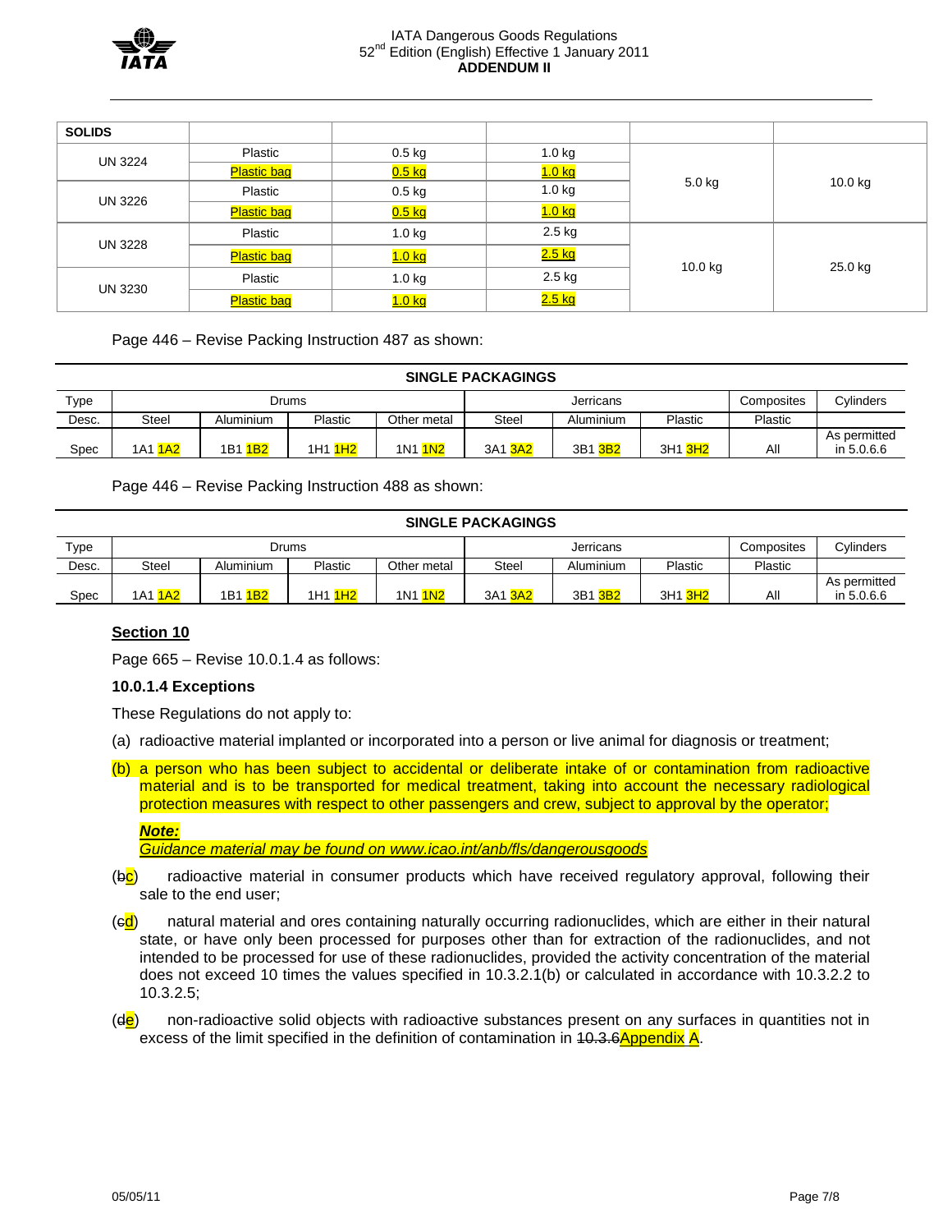| SOLIDS | | | | | |
|---|---|---|---|---|---|
| UN 3224 | Plastic | 0.5 kg | 1.0 kg | 5.0 kg | 10.0 kg |
| | Plastic bag | 0.5 kg | 1.0 kg | | |
| UN 3226 | Plastic | 0.5 kg | 1.0 kg | | |
| | Plastic bag | 0.5 kg | 1.0 kg | | |
| UN 3228 | Plastic | 1.0 kg | 2.5 kg | 10.0 kg | 25.0 kg |
| | Plastic bag | 1.0 kg | 2.5 kg | | |
| UN 3230 | Plastic | 1.0 kg | 2.5 kg | | |
| | Plastic bag | 1.0 kg | 2.5 kg | | |

Page 446 – Revise Packing Instruction 487 as shown:

| SINGLE PACKAGINGS | | | | | | | | | |
|---|---|---|---|---|---|---|---|---|---|
| Type | Drums | | | | Jerricans | | | Composites | Cylinders |
| Desc. | Steel | Aluminium | Plastic | Other metal | Steel | Aluminium | Plastic | Plastic | |
| Spec | 1A1 1A2 | 1B1 1B2 | 1H1 1H2 | 1N1 1N2 | 3A1 3A2 | 3B1 3B2 | 3H1 3H2 | All | As permitted in 5.0.6.6 |

Page 446 – Revise Packing Instruction 488 as shown:

| SINGLE PACKAGINGS | | | | | | | | | |
|---|---|---|---|---|---|---|---|---|---|
| Type | Drums | | | | Jerricans | | | Composites | Cylinders |
| Desc. | Steel | Aluminium | Plastic | Other metal | Steel | Aluminium | Plastic | Plastic | |
| Spec | 1A1 1A2 | 1B1 1B2 | 1H1 1H2 | 1N1 1N2 | 3A1 3A2 | 3B1 3B2 | 3H1 3H2 | All | As permitted in 5.0.6.6 |

## Section 10

Page 665 – Revise 10.0.1.4 as follows:

### 10.0.1.4 Exceptions

These Regulations do not apply to:

(a) radioactive material implanted or incorporated into a person or live animal for diagnosis or treatment;

(b) a person who has been subject to accidental or deliberate intake of or contamination from radioactive material and is to be transported for medical treatment, taking into account the necessary radiological protection measures with respect to other passengers and crew, subject to approval by the operator;

***Note:***
*Guidance material may be found on www.icao.int/anb/fls/dangerousgoods*

(~~b~~c) radioactive material in consumer products which have received regulatory approval, following their sale to the end user;

(~~c~~d) natural material and ores containing naturally occurring radionuclides, which are either in their natural state, or have only been processed for purposes other than for extraction of the radionuclides, and not intended to be processed for use of these radionuclides, provided the activity concentration of the material does not exceed 10 times the values specified in 10.3.2.1(b) or calculated in accordance with 10.3.2.2 to 10.3.2.5;

(~~d~~e) non-radioactive solid objects with radioactive substances present on any surfaces in quantities not in excess of the limit specified in the definition of contamination in ~~10.3.6~~Appendix A.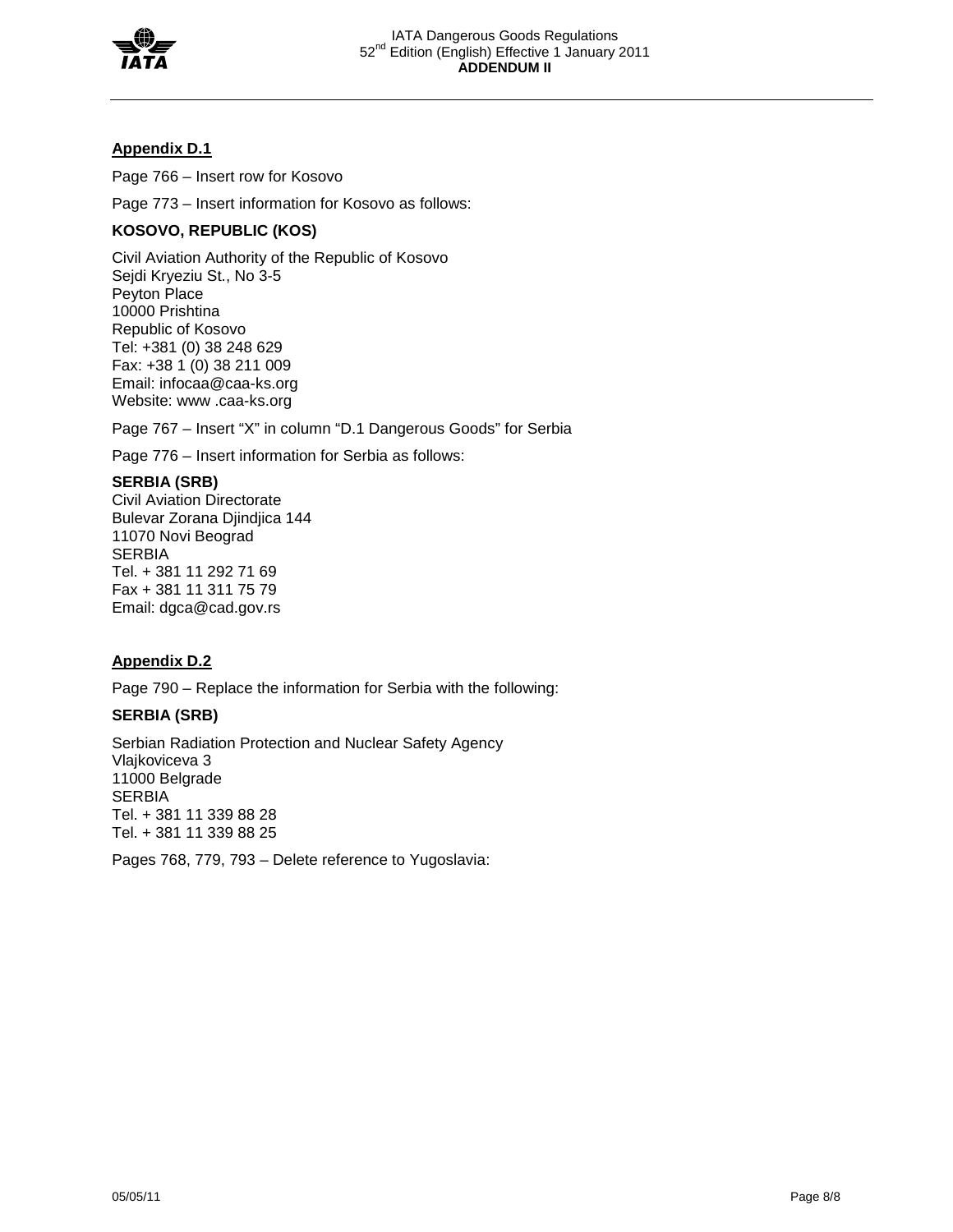## Appendix D.1

Page 766 – Insert row for Kosovo

Page 773 – Insert information for Kosovo as follows:

**KOSOVO, REPUBLIC (KOS)**

Civil Aviation Authority of the Republic of Kosovo
Sejdi Kryeziu St., No 3-5
Peyton Place
10000 Prishtina
Republic of Kosovo
Tel: +381 (0) 38 248 629
Fax: +38 1 (0) 38 211 009
Email: infocaa@caa-ks.org
Website: www .caa-ks.org

Page 767 – Insert "X" in column "D.1 Dangerous Goods" for Serbia

Page 776 – Insert information for Serbia as follows:

**SERBIA (SRB)**
Civil Aviation Directorate
Bulevar Zorana Djindjica 144
11070 Novi Beograd
SERBIA
Tel. + 381 11 292 71 69
Fax + 381 11 311 75 79
Email: dgca@cad.gov.rs

## Appendix D.2

Page 790 – Replace the information for Serbia with the following:

**SERBIA (SRB)**

Serbian Radiation Protection and Nuclear Safety Agency
Vlajkoviceva 3
11000 Belgrade
SERBIA
Tel. + 381 11 339 88 28
Tel. + 381 11 339 88 25

Pages 768, 779, 793 – Delete reference to Yugoslavia: